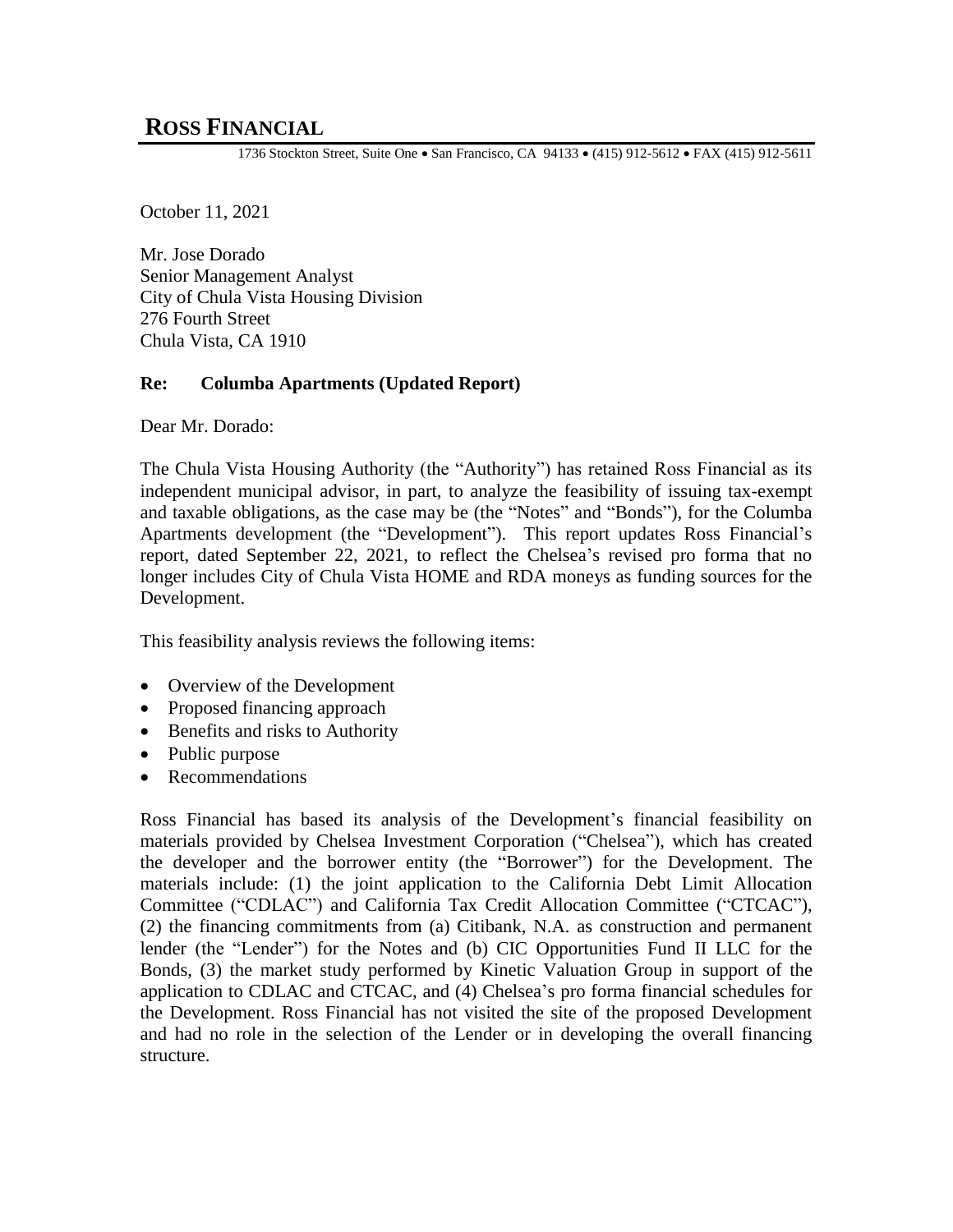# ROSS FINANCIAL

1736 Stockton Street, Suite One • San Francisco, CA 94133 • (415) 912-5612 • FAX (415) 912-5611

October 11, 2021

Mr. Jose Dorado
Senior Management Analyst
City of Chula Vista Housing Division
276 Fourth Street
Chula Vista, CA 1910

**Re: Columba Apartments (Updated Report)**

Dear Mr. Dorado:

The Chula Vista Housing Authority (the "Authority") has retained Ross Financial as its independent municipal advisor, in part, to analyze the feasibility of issuing tax-exempt and taxable obligations, as the case may be (the "Notes" and "Bonds"), for the Columba Apartments development (the "Development"). This report updates Ross Financial's report, dated September 22, 2021, to reflect the Chelsea's revised pro forma that no longer includes City of Chula Vista HOME and RDA moneys as funding sources for the Development.

This feasibility analysis reviews the following items:

- Overview of the Development
- Proposed financing approach
- Benefits and risks to Authority
- Public purpose
- Recommendations

Ross Financial has based its analysis of the Development's financial feasibility on materials provided by Chelsea Investment Corporation ("Chelsea"), which has created the developer and the borrower entity (the "Borrower") for the Development. The materials include: (1) the joint application to the California Debt Limit Allocation Committee ("CDLAC") and California Tax Credit Allocation Committee ("CTCAC"), (2) the financing commitments from (a) Citibank, N.A. as construction and permanent lender (the "Lender") for the Notes and (b) CIC Opportunities Fund II LLC for the Bonds, (3) the market study performed by Kinetic Valuation Group in support of the application to CDLAC and CTCAC, and (4) Chelsea's pro forma financial schedules for the Development. Ross Financial has not visited the site of the proposed Development and had no role in the selection of the Lender or in developing the overall financing structure.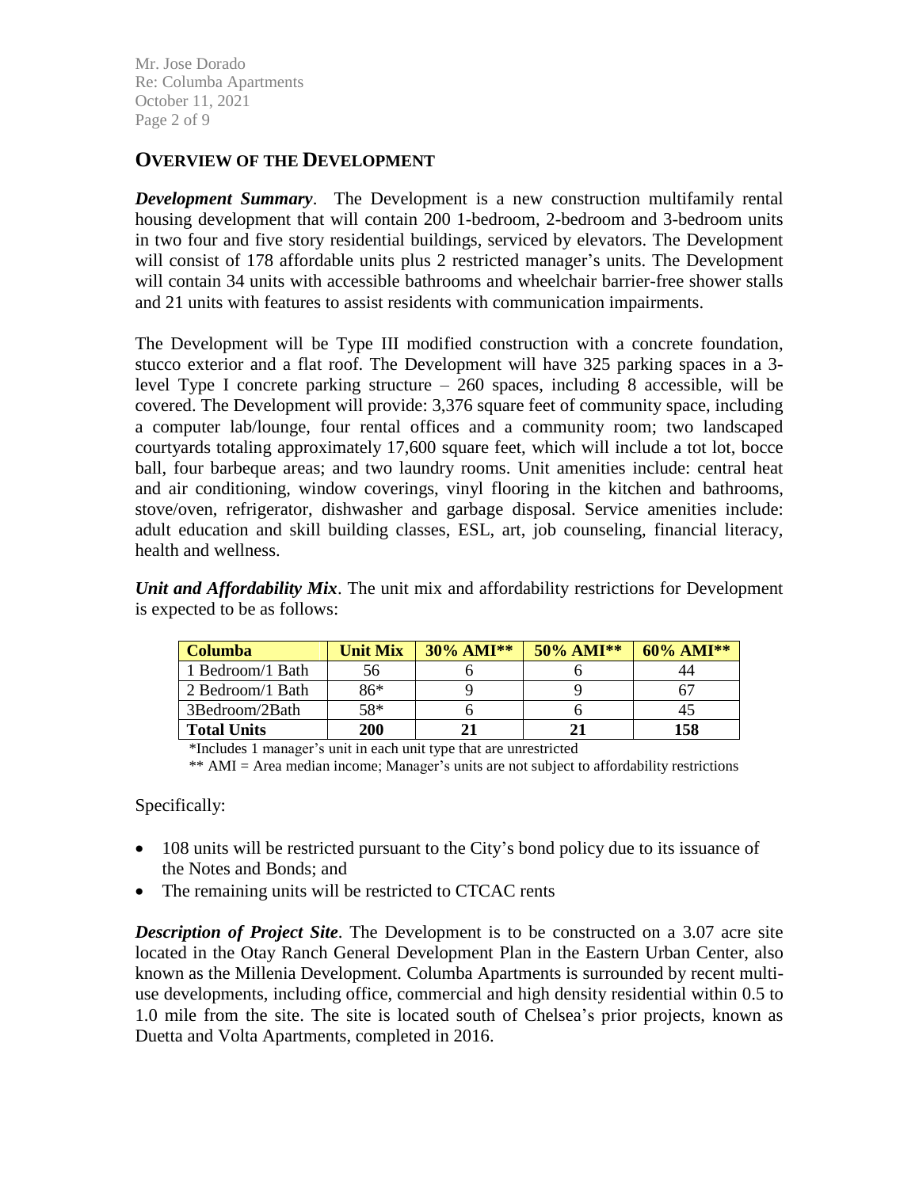## OVERVIEW OF THE DEVELOPMENT

***Development Summary***. The Development is a new construction multifamily rental housing development that will contain 200 1-bedroom, 2-bedroom and 3-bedroom units in two four and five story residential buildings, serviced by elevators. The Development will consist of 178 affordable units plus 2 restricted manager's units. The Development will contain 34 units with accessible bathrooms and wheelchair barrier-free shower stalls and 21 units with features to assist residents with communication impairments.

The Development will be Type III modified construction with a concrete foundation, stucco exterior and a flat roof. The Development will have 325 parking spaces in a 3-level Type I concrete parking structure – 260 spaces, including 8 accessible, will be covered. The Development will provide: 3,376 square feet of community space, including a computer lab/lounge, four rental offices and a community room; two landscaped courtyards totaling approximately 17,600 square feet, which will include a tot lot, bocce ball, four barbeque areas; and two laundry rooms. Unit amenities include: central heat and air conditioning, window coverings, vinyl flooring in the kitchen and bathrooms, stove/oven, refrigerator, dishwasher and garbage disposal. Service amenities include: adult education and skill building classes, ESL, art, job counseling, financial literacy, health and wellness.

***Unit and Affordability Mix***. The unit mix and affordability restrictions for Development is expected to be as follows:

| Columba | Unit Mix | 30% AMI** | 50% AMI** | 60% AMI** |
|---|---|---|---|---|
| 1 Bedroom/1 Bath | 56 | 6 | 6 | 44 |
| 2 Bedroom/1 Bath | 86* | 9 | 9 | 67 |
| 3Bedroom/2Bath | 58* | 6 | 6 | 45 |
| **Total Units** | **200** | **21** | **21** | **158** |

*Includes 1 manager's unit in each unit type that are unrestricted

** AMI = Area median income; Manager's units are not subject to affordability restrictions

Specifically:

- 108 units will be restricted pursuant to the City's bond policy due to its issuance of the Notes and Bonds; and
- The remaining units will be restricted to CTCAC rents

***Description of Project Site***. The Development is to be constructed on a 3.07 acre site located in the Otay Ranch General Development Plan in the Eastern Urban Center, also known as the Millenia Development. Columba Apartments is surrounded by recent multi-use developments, including office, commercial and high density residential within 0.5 to 1.0 mile from the site. The site is located south of Chelsea's prior projects, known as Duetta and Volta Apartments, completed in 2016.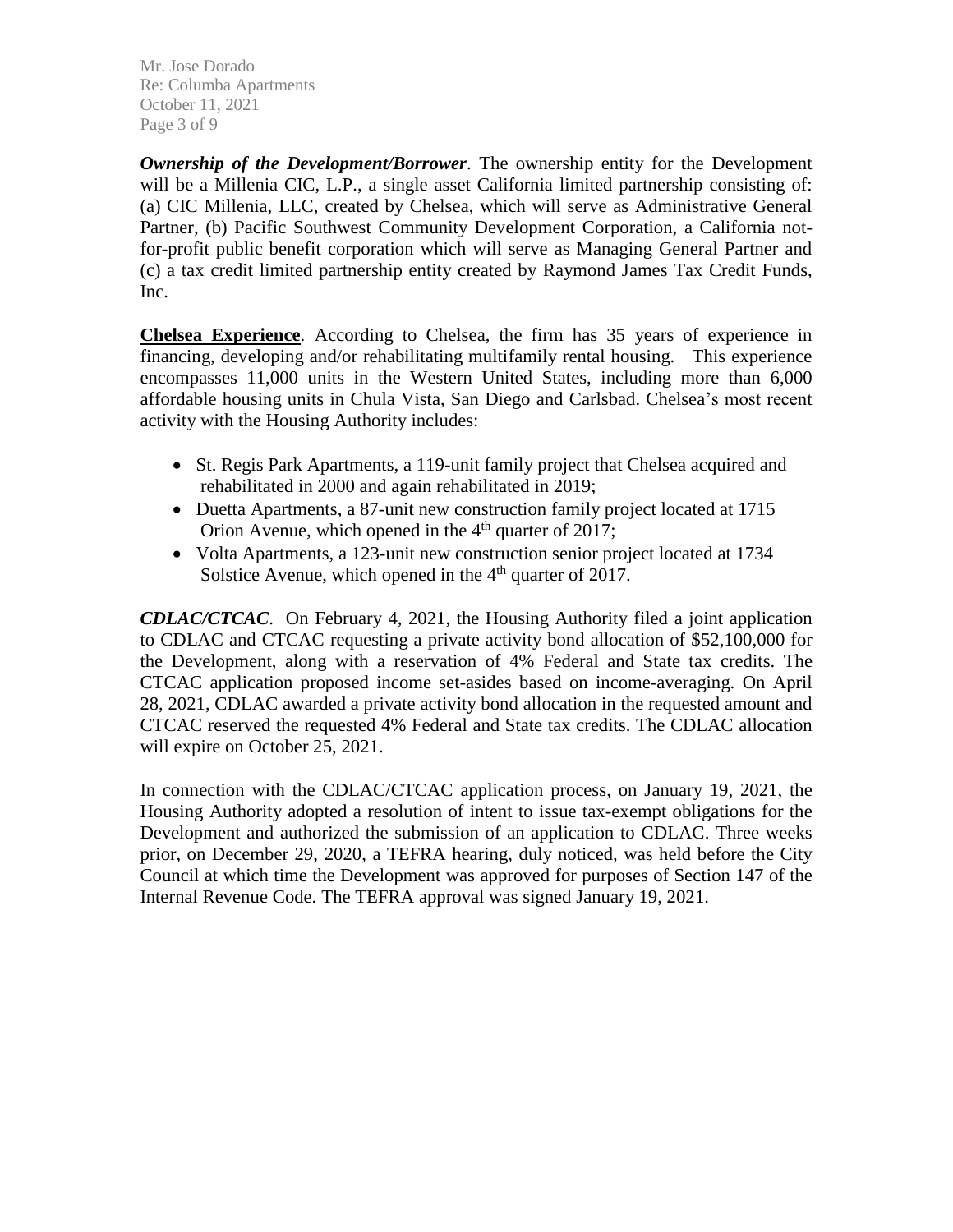***Ownership of the Development/Borrower***. The ownership entity for the Development will be a Millenia CIC, L.P., a single asset California limited partnership consisting of: (a) CIC Millenia, LLC, created by Chelsea, which will serve as Administrative General Partner, (b) Pacific Southwest Community Development Corporation, a California not-for-profit public benefit corporation which will serve as Managing General Partner and (c) a tax credit limited partnership entity created by Raymond James Tax Credit Funds, Inc.

**Chelsea Experience**. According to Chelsea, the firm has 35 years of experience in financing, developing and/or rehabilitating multifamily rental housing. This experience encompasses 11,000 units in the Western United States, including more than 6,000 affordable housing units in Chula Vista, San Diego and Carlsbad. Chelsea's most recent activity with the Housing Authority includes:

- St. Regis Park Apartments, a 119-unit family project that Chelsea acquired and rehabilitated in 2000 and again rehabilitated in 2019;
- Duetta Apartments, a 87-unit new construction family project located at 1715 Orion Avenue, which opened in the 4th quarter of 2017;
- Volta Apartments, a 123-unit new construction senior project located at 1734 Solstice Avenue, which opened in the 4th quarter of 2017.

***CDLAC/CTCAC***. On February 4, 2021, the Housing Authority filed a joint application to CDLAC and CTCAC requesting a private activity bond allocation of $52,100,000 for the Development, along with a reservation of 4% Federal and State tax credits. The CTCAC application proposed income set-asides based on income-averaging. On April 28, 2021, CDLAC awarded a private activity bond allocation in the requested amount and CTCAC reserved the requested 4% Federal and State tax credits. The CDLAC allocation will expire on October 25, 2021.

In connection with the CDLAC/CTCAC application process, on January 19, 2021, the Housing Authority adopted a resolution of intent to issue tax-exempt obligations for the Development and authorized the submission of an application to CDLAC. Three weeks prior, on December 29, 2020, a TEFRA hearing, duly noticed, was held before the City Council at which time the Development was approved for purposes of Section 147 of the Internal Revenue Code. The TEFRA approval was signed January 19, 2021.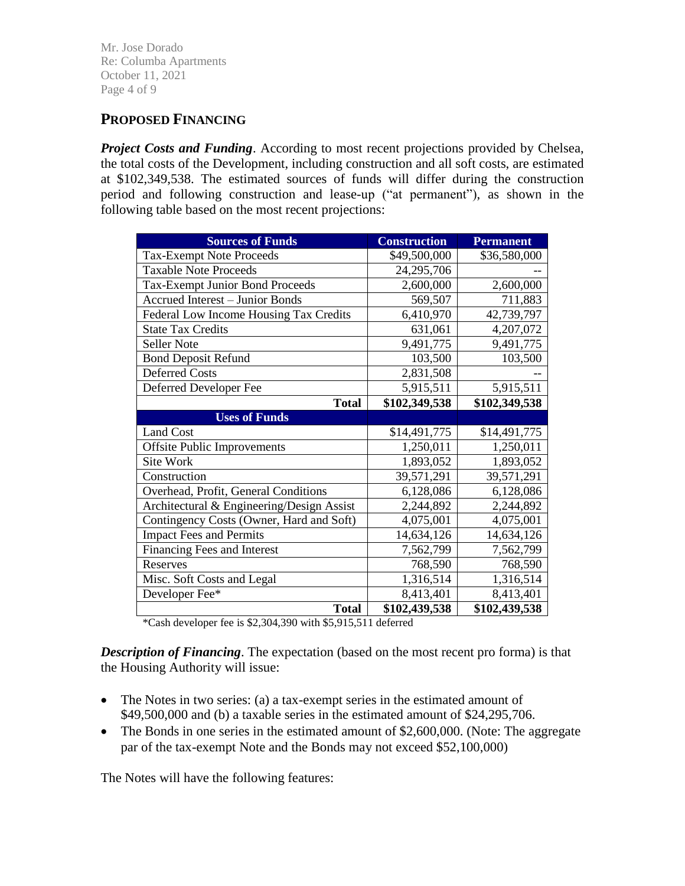## PROPOSED FINANCING

***Project Costs and Funding***. According to most recent projections provided by Chelsea, the total costs of the Development, including construction and all soft costs, are estimated at $102,349,538. The estimated sources of funds will differ during the construction period and following construction and lease-up ("at permanent"), as shown in the following table based on the most recent projections:

| Sources of Funds | Construction | Permanent |
|---|---|---|
| Tax-Exempt Note Proceeds | $49,500,000 | $36,580,000 |
| Taxable Note Proceeds | 24,295,706 | -- |
| Tax-Exempt Junior Bond Proceeds | 2,600,000 | 2,600,000 |
| Accrued Interest – Junior Bonds | 569,507 | 711,883 |
| Federal Low Income Housing Tax Credits | 6,410,970 | 42,739,797 |
| State Tax Credits | 631,061 | 4,207,072 |
| Seller Note | 9,491,775 | 9,491,775 |
| Bond Deposit Refund | 103,500 | 103,500 |
| Deferred Costs | 2,831,508 | -- |
| Deferred Developer Fee | 5,915,511 | 5,915,511 |
| **Total** | **$102,349,538** | **$102,349,538** |
| **Uses of Funds** | | |
| Land Cost | $14,491,775 | $14,491,775 |
| Offsite Public Improvements | 1,250,011 | 1,250,011 |
| Site Work | 1,893,052 | 1,893,052 |
| Construction | 39,571,291 | 39,571,291 |
| Overhead, Profit, General Conditions | 6,128,086 | 6,128,086 |
| Architectural & Engineering/Design Assist | 2,244,892 | 2,244,892 |
| Contingency Costs (Owner, Hard and Soft) | 4,075,001 | 4,075,001 |
| Impact Fees and Permits | 14,634,126 | 14,634,126 |
| Financing Fees and Interest | 7,562,799 | 7,562,799 |
| Reserves | 768,590 | 768,590 |
| Misc. Soft Costs and Legal | 1,316,514 | 1,316,514 |
| Developer Fee* | 8,413,401 | 8,413,401 |
| **Total** | **$102,439,538** | **$102,439,538** |

*Cash developer fee is $2,304,390 with $5,915,511 deferred

***Description of Financing***. The expectation (based on the most recent pro forma) is that the Housing Authority will issue:

- The Notes in two series: (a) a tax-exempt series in the estimated amount of $49,500,000 and (b) a taxable series in the estimated amount of $24,295,706.
- The Bonds in one series in the estimated amount of $2,600,000. (Note: The aggregate par of the tax-exempt Note and the Bonds may not exceed $52,100,000)

The Notes will have the following features: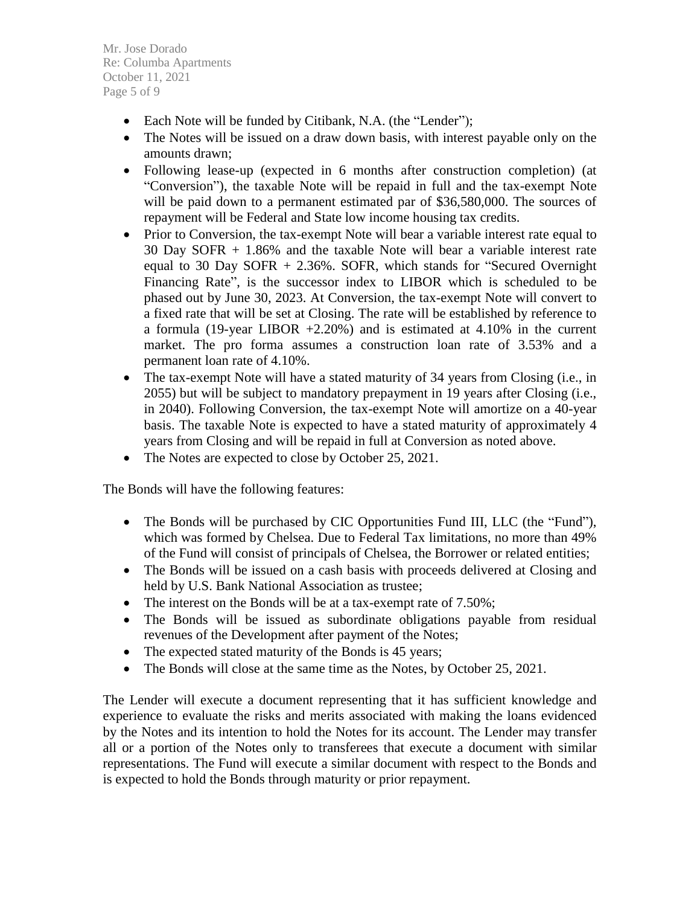- Each Note will be funded by Citibank, N.A. (the "Lender");
- The Notes will be issued on a draw down basis, with interest payable only on the amounts drawn;
- Following lease-up (expected in 6 months after construction completion) (at "Conversion"), the taxable Note will be repaid in full and the tax-exempt Note will be paid down to a permanent estimated par of $36,580,000. The sources of repayment will be Federal and State low income housing tax credits.
- Prior to Conversion, the tax-exempt Note will bear a variable interest rate equal to 30 Day SOFR + 1.86% and the taxable Note will bear a variable interest rate equal to 30 Day SOFR + 2.36%. SOFR, which stands for "Secured Overnight Financing Rate", is the successor index to LIBOR which is scheduled to be phased out by June 30, 2023. At Conversion, the tax-exempt Note will convert to a fixed rate that will be set at Closing. The rate will be established by reference to a formula (19-year LIBOR +2.20%) and is estimated at 4.10% in the current market. The pro forma assumes a construction loan rate of 3.53% and a permanent loan rate of 4.10%.
- The tax-exempt Note will have a stated maturity of 34 years from Closing (i.e., in 2055) but will be subject to mandatory prepayment in 19 years after Closing (i.e., in 2040). Following Conversion, the tax-exempt Note will amortize on a 40-year basis. The taxable Note is expected to have a stated maturity of approximately 4 years from Closing and will be repaid in full at Conversion as noted above.
- The Notes are expected to close by October 25, 2021.

The Bonds will have the following features:

- The Bonds will be purchased by CIC Opportunities Fund III, LLC (the "Fund"), which was formed by Chelsea. Due to Federal Tax limitations, no more than 49% of the Fund will consist of principals of Chelsea, the Borrower or related entities;
- The Bonds will be issued on a cash basis with proceeds delivered at Closing and held by U.S. Bank National Association as trustee;
- The interest on the Bonds will be at a tax-exempt rate of 7.50%;
- The Bonds will be issued as subordinate obligations payable from residual revenues of the Development after payment of the Notes;
- The expected stated maturity of the Bonds is 45 years;
- The Bonds will close at the same time as the Notes, by October 25, 2021.

The Lender will execute a document representing that it has sufficient knowledge and experience to evaluate the risks and merits associated with making the loans evidenced by the Notes and its intention to hold the Notes for its account. The Lender may transfer all or a portion of the Notes only to transferees that execute a document with similar representations. The Fund will execute a similar document with respect to the Bonds and is expected to hold the Bonds through maturity or prior repayment.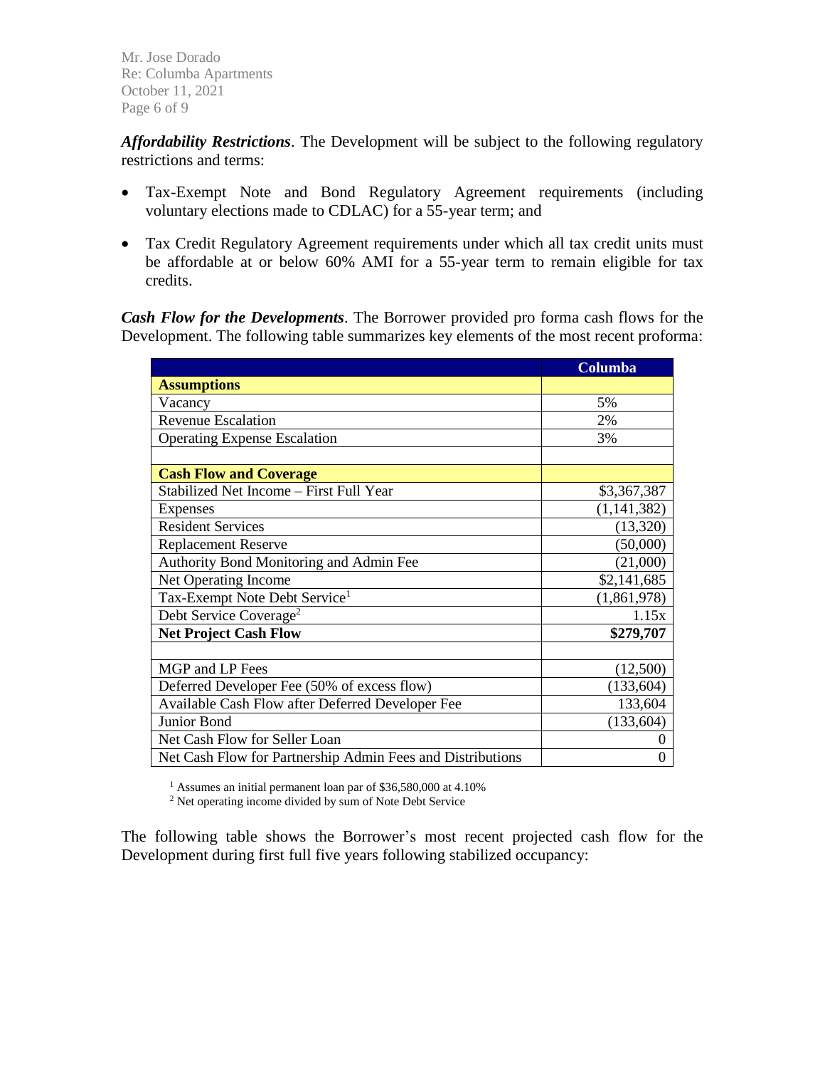***Affordability Restrictions***. The Development will be subject to the following regulatory restrictions and terms:

- Tax-Exempt Note and Bond Regulatory Agreement requirements (including voluntary elections made to CDLAC) for a 55-year term; and
- Tax Credit Regulatory Agreement requirements under which all tax credit units must be affordable at or below 60% AMI for a 55-year term to remain eligible for tax credits.

***Cash Flow for the Developments***. The Borrower provided pro forma cash flows for the Development. The following table summarizes key elements of the most recent proforma:

| | Columba |
|---|---|
| **Assumptions** | |
| Vacancy | 5% |
| Revenue Escalation | 2% |
| Operating Expense Escalation | 3% |
| | |
| **Cash Flow and Coverage** | |
| Stabilized Net Income – First Full Year | $3,367,387 |
| Expenses | (1,141,382) |
| Resident Services | (13,320) |
| Replacement Reserve | (50,000) |
| Authority Bond Monitoring and Admin Fee | (21,000) |
| Net Operating Income | $2,141,685 |
| Tax-Exempt Note Debt Service[1] | (1,861,978) |
| Debt Service Coverage[2] | 1.15x |
| **Net Project Cash Flow** | **$279,707** |
| | |
| MGP and LP Fees | (12,500) |
| Deferred Developer Fee (50% of excess flow) | (133,604) |
| Available Cash Flow after Deferred Developer Fee | 133,604 |
| Junior Bond | (133,604) |
| Net Cash Flow for Seller Loan | 0 |
| Net Cash Flow for Partnership Admin Fees and Distributions | 0 |

[1] Assumes an initial permanent loan par of $36,580,000 at 4.10%

[2] Net operating income divided by sum of Note Debt Service

The following table shows the Borrower's most recent projected cash flow for the Development during first full five years following stabilized occupancy: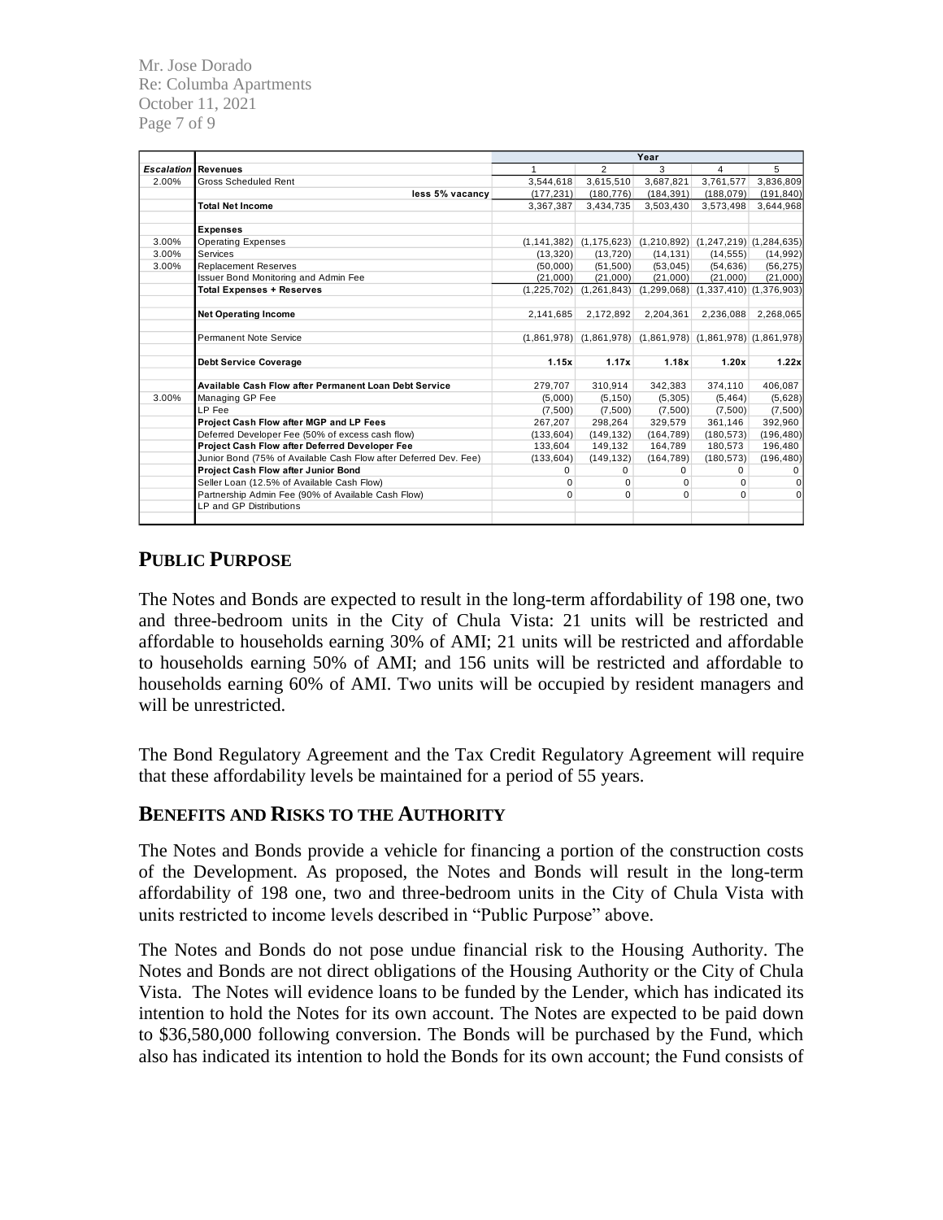| Escalation | Revenues | Year 1 | Year 2 | Year 3 | Year 4 | Year 5 |
|---|---|---|---|---|---|---|
| 2.00% | Gross Scheduled Rent | 3,544,618 | 3,615,510 | 3,687,821 | 3,761,577 | 3,836,809 |
| | less 5% vacancy | (177,231) | (180,776) | (184,391) | (188,079) | (191,840) |
| | **Total Net Income** | 3,367,387 | 3,434,735 | 3,503,430 | 3,573,498 | 3,644,968 |
| | | | | | | |
| | **Expenses** | | | | | |
| 3.00% | Operating Expenses | (1,141,382) | (1,175,623) | (1,210,892) | (1,247,219) | (1,284,635) |
| 3.00% | Services | (13,320) | (13,720) | (14,131) | (14,555) | (14,992) |
| 3.00% | Replacement Reserves | (50,000) | (51,500) | (53,045) | (54,636) | (56,275) |
| | Issuer Bond Monitoring and Admin Fee | (21,000) | (21,000) | (21,000) | (21,000) | (21,000) |
| | **Total Expenses + Reserves** | (1,225,702) | (1,261,843) | (1,299,068) | (1,337,410) | (1,376,903) |
| | | | | | | |
| | **Net Operating Income** | 2,141,685 | 2,172,892 | 2,204,361 | 2,236,088 | 2,268,065 |
| | | | | | | |
| | Permanent Note Service | (1,861,978) | (1,861,978) | (1,861,978) | (1,861,978) | (1,861,978) |
| | | | | | | |
| | **Debt Service Coverage** | **1.15x** | **1.17x** | **1.18x** | **1.20x** | **1.22x** |
| | | | | | | |
| | **Available Cash Flow after Permanent Loan Debt Service** | 279,707 | 310,914 | 342,383 | 374,110 | 406,087 |
| 3.00% | Managing GP Fee | (5,000) | (5,150) | (5,305) | (5,464) | (5,628) |
| | LP Fee | (7,500) | (7,500) | (7,500) | (7,500) | (7,500) |
| | **Project Cash Flow after MGP and LP Fees** | 267,207 | 298,264 | 329,579 | 361,146 | 392,960 |
| | Deferred Developer Fee (50% of excess cash flow) | (133,604) | (149,132) | (164,789) | (180,573) | (196,480) |
| | **Project Cash Flow after Deferred Developer Fee** | 133,604 | 149,132 | 164,789 | 180,573 | 196,480 |
| | Junior Bond (75% of Available Cash Flow after Deferred Dev. Fee) | (133,604) | (149,132) | (164,789) | (180,573) | (196,480) |
| | **Project Cash Flow after Junior Bond** | 0 | 0 | 0 | 0 | 0 |
| | Seller Loan (12.5% of Available Cash Flow) | 0 | 0 | 0 | 0 | 0 |
| | Partnership Admin Fee (90% of Available Cash Flow) | 0 | 0 | 0 | 0 | 0 |
| | LP and GP Distributions | | | | | |

## PUBLIC PURPOSE

The Notes and Bonds are expected to result in the long-term affordability of 198 one, two and three-bedroom units in the City of Chula Vista: 21 units will be restricted and affordable to households earning 30% of AMI; 21 units will be restricted and affordable to households earning 50% of AMI; and 156 units will be restricted and affordable to households earning 60% of AMI. Two units will be occupied by resident managers and will be unrestricted.

The Bond Regulatory Agreement and the Tax Credit Regulatory Agreement will require that these affordability levels be maintained for a period of 55 years.

## BENEFITS AND RISKS TO THE AUTHORITY

The Notes and Bonds provide a vehicle for financing a portion of the construction costs of the Development. As proposed, the Notes and Bonds will result in the long-term affordability of 198 one, two and three-bedroom units in the City of Chula Vista with units restricted to income levels described in "Public Purpose" above.

The Notes and Bonds do not pose undue financial risk to the Housing Authority. The Notes and Bonds are not direct obligations of the Housing Authority or the City of Chula Vista. The Notes will evidence loans to be funded by the Lender, which has indicated its intention to hold the Notes for its own account. The Notes are expected to be paid down to $36,580,000 following conversion. The Bonds will be purchased by the Fund, which also has indicated its intention to hold the Bonds for its own account; the Fund consists of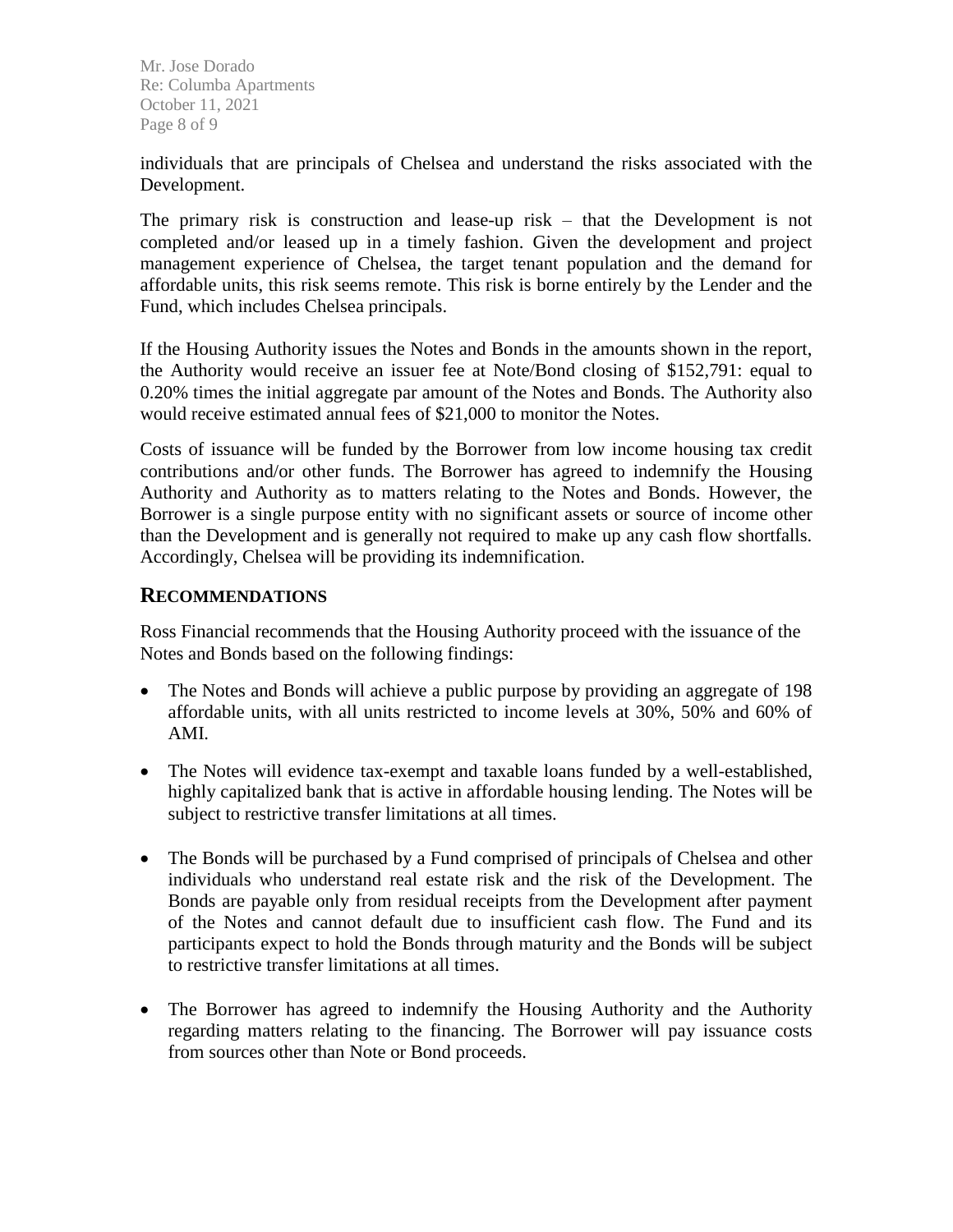individuals that are principals of Chelsea and understand the risks associated with the Development.

The primary risk is construction and lease-up risk – that the Development is not completed and/or leased up in a timely fashion. Given the development and project management experience of Chelsea, the target tenant population and the demand for affordable units, this risk seems remote. This risk is borne entirely by the Lender and the Fund, which includes Chelsea principals.

If the Housing Authority issues the Notes and Bonds in the amounts shown in the report, the Authority would receive an issuer fee at Note/Bond closing of $152,791: equal to 0.20% times the initial aggregate par amount of the Notes and Bonds. The Authority also would receive estimated annual fees of $21,000 to monitor the Notes.

Costs of issuance will be funded by the Borrower from low income housing tax credit contributions and/or other funds. The Borrower has agreed to indemnify the Housing Authority and Authority as to matters relating to the Notes and Bonds. However, the Borrower is a single purpose entity with no significant assets or source of income other than the Development and is generally not required to make up any cash flow shortfalls. Accordingly, Chelsea will be providing its indemnification.

## RECOMMENDATIONS

Ross Financial recommends that the Housing Authority proceed with the issuance of the Notes and Bonds based on the following findings:

- The Notes and Bonds will achieve a public purpose by providing an aggregate of 198 affordable units, with all units restricted to income levels at 30%, 50% and 60% of AMI.

- The Notes will evidence tax-exempt and taxable loans funded by a well-established, highly capitalized bank that is active in affordable housing lending. The Notes will be subject to restrictive transfer limitations at all times.

- The Bonds will be purchased by a Fund comprised of principals of Chelsea and other individuals who understand real estate risk and the risk of the Development. The Bonds are payable only from residual receipts from the Development after payment of the Notes and cannot default due to insufficient cash flow. The Fund and its participants expect to hold the Bonds through maturity and the Bonds will be subject to restrictive transfer limitations at all times.

- The Borrower has agreed to indemnify the Housing Authority and the Authority regarding matters relating to the financing. The Borrower will pay issuance costs from sources other than Note or Bond proceeds.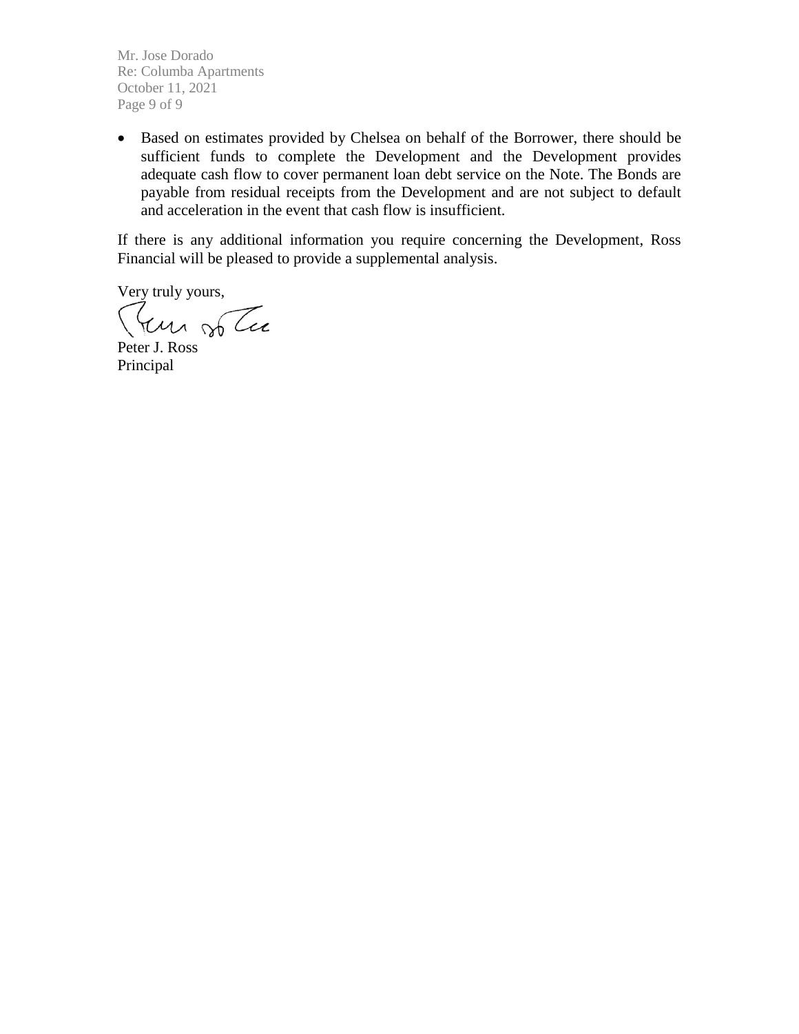- Based on estimates provided by Chelsea on behalf of the Borrower, there should be sufficient funds to complete the Development and the Development provides adequate cash flow to cover permanent loan debt service on the Note. The Bonds are payable from residual receipts from the Development and are not subject to default and acceleration in the event that cash flow is insufficient.

If there is any additional information you require concerning the Development, Ross Financial will be pleased to provide a supplemental analysis.

Very truly yours,

Peter J. Ross
Principal